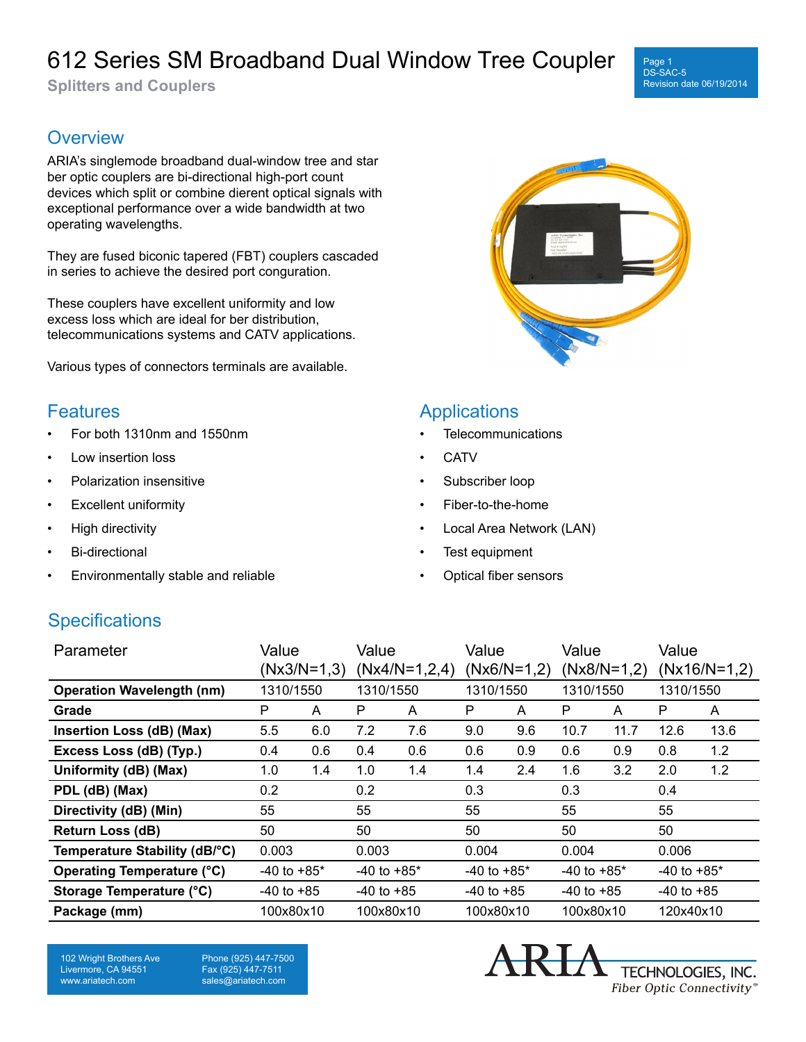# 612 Series SM Broadband Dual Window Tree Coupler

**Splitters and Couplers**

## Overview

ARIA's singlemode broadband dual-window tree and star ber optic couplers are bi-directional high-port count devices which split or combine dierent optical signals with exceptional performance over a wide bandwidth at two operating wavelengths.

They are fused biconic tapered (FBT) couplers cascaded in series to achieve the desired port conguration.

These couplers have excellent uniformity and low excess loss which are ideal for ber distribution, telecommunications systems and CATV applications.

Various types of connectors terminals are available.

## Features

- For both 1310nm and 1550nm
- Low insertion loss
- Polarization insensitive
- Excellent uniformity
- High directivity
- Bi-directional
- Environmentally stable and reliable

## Applications

- Telecommunications
- CATV
- Subscriber loop
- Fiber-to-the-home
- Local Area Network (LAN)
- Test equipment
- Optical fiber sensors

## Specifications

| Parameter | Value (Nx3/N=1,3) | | Value (Nx4/N=1,2,4) | | Value (Nx6/N=1,2) | | Value (Nx8/N=1,2) | | Value (Nx16/N=1,2) | |
|---|---|---|---|---|---|---|---|---|---|---|
| **Operation Wavelength (nm)** | 1310/1550 | | 1310/1550 | | 1310/1550 | | 1310/1550 | | 1310/1550 | |
| **Grade** | P | A | P | A | P | A | P | A | P | A |
| **Insertion Loss (dB) (Max)** | 5.5 | 6.0 | 7.2 | 7.6 | 9.0 | 9.6 | 10.7 | 11.7 | 12.6 | 13.6 |
| **Excess Loss (dB) (Typ.)** | 0.4 | 0.6 | 0.4 | 0.6 | 0.6 | 0.9 | 0.6 | 0.9 | 0.8 | 1.2 |
| **Uniformity (dB) (Max)** | 1.0 | 1.4 | 1.0 | 1.4 | 1.4 | 2.4 | 1.6 | 3.2 | 2.0 | 1.2 |
| **PDL (dB) (Max)** | 0.2 | | 0.2 | | 0.3 | | 0.3 | | 0.4 | |
| **Directivity (dB) (Min)** | 55 | | 55 | | 55 | | 55 | | 55 | |
| **Return Loss (dB)** | 50 | | 50 | | 50 | | 50 | | 50 | |
| **Temperature Stability (dB/°C)** | 0.003 | | 0.003 | | 0.004 | | 0.004 | | 0.006 | |
| **Operating Temperature (°C)** | -40 to +85* | | -40 to +85* | | -40 to +85* | | -40 to +85* | | -40 to +85* | |
| **Storage Temperature (°C)** | -40 to +85 | | -40 to +85 | | -40 to +85 | | -40 to +85 | | -40 to +85 | |
| **Package (mm)** | 100x80x10 | | 100x80x10 | | 100x80x10 | | 100x80x10 | | 120x40x10 | |

102 Wright Brothers Ave
Livermore, CA 94551
www.ariatech.com

Phone (925) 447-7500
Fax (925) 447-7511
sales@ariatech.com

ARIA TECHNOLOGIES, INC.
*Fiber Optic Connectivity*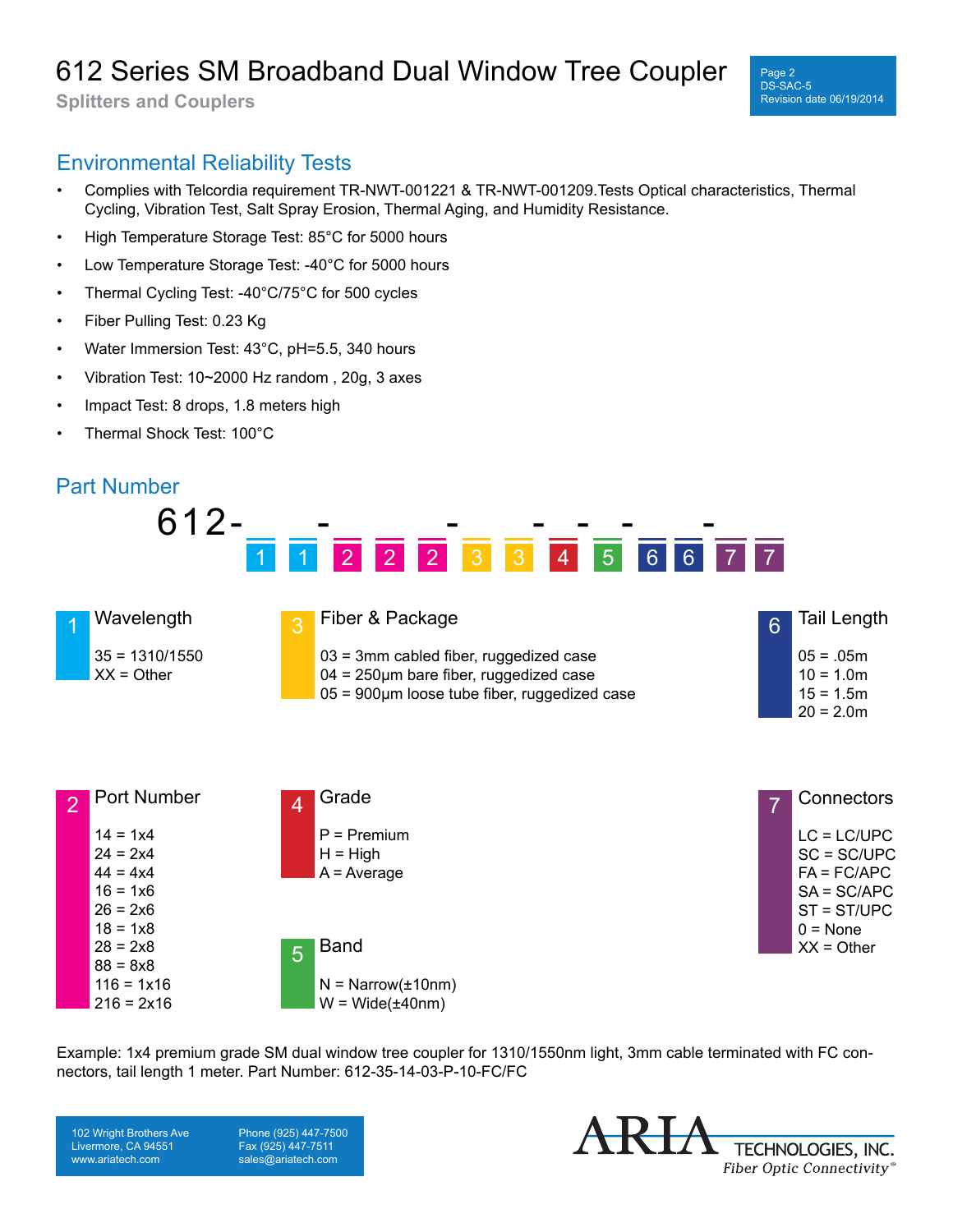# 612 Series SM Broadband Dual Window Tree Coupler

**Splitters and Couplers**

## Environmental Reliability Tests

- Complies with Telcordia requirement TR-NWT-001221 & TR-NWT-001209.Tests Optical characteristics, Thermal Cycling, Vibration Test, Salt Spray Erosion, Thermal Aging, and Humidity Resistance.
- High Temperature Storage Test: 85°C for 5000 hours
- Low Temperature Storage Test: -40°C for 5000 hours
- Thermal Cycling Test: -40°C/75°C for 500 cycles
- Fiber Pulling Test: 0.23 Kg
- Water Immersion Test: 43°C, pH=5.5, 340 hours
- Vibration Test: 10~2000 Hz random , 20g, 3 axes
- Impact Test: 8 drops, 1.8 meters high
- Thermal Shock Test: 100°C

## Part Number

612-[1][1]-[2][2][2]-[3][3]-[4]-[5]-[6][6]-[7][7]

**1 Wavelength**

35 = 1310/1550
XX = Other

**2 Port Number**

14 = 1x4
24 = 2x4
44 = 4x4
16 = 1x6
26 = 2x6
18 = 1x8
28 = 2x8
88 = 8x8
116 = 1x16
216 = 2x16

**3 Fiber & Package**

03 = 3mm cabled fiber, ruggedized case
04 = 250µm bare fiber, ruggedized case
05 = 900µm loose tube fiber, ruggedized case

**4 Grade**

P = Premium
H = High
A = Average

**5 Band**

N = Narrow(±10nm)
W = Wide(±40nm)

**6 Tail Length**

05 = .05m
10 = 1.0m
15 = 1.5m
20 = 2.0m

**7 Connectors**

LC = LC/UPC
SC = SC/UPC
FA = FC/APC
SA = SC/APC
ST = ST/UPC
0 = None
XX = Other

Example: 1x4 premium grade SM dual window tree coupler for 1310/1550nm light, 3mm cable terminated with FC connectors, tail length 1 meter. Part Number: 612-35-14-03-P-10-FC/FC

102 Wright Brothers Ave
Livermore, CA 94551
www.ariatech.com

Phone (925) 447-7500
Fax (925) 447-7511
sales@ariatech.com

ARIA TECHNOLOGIES, INC.
*Fiber Optic Connectivity*